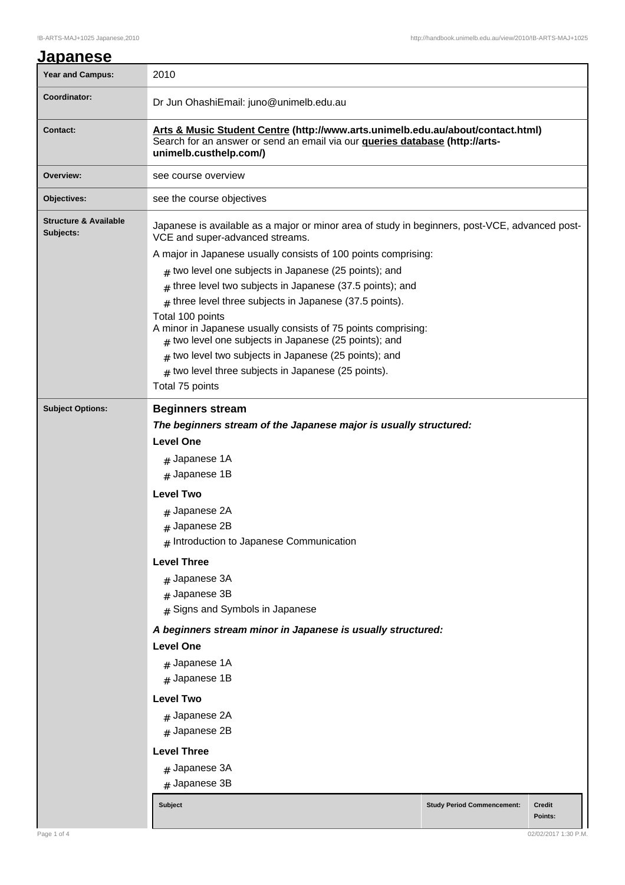# Japanese

| Year and Campus: | 2010 |
| --- | --- |
| Coordinator: | Dr Jun OhashiEmail: juno@unimelb.edu.au |
| Contact: | **Arts & Music Student Centre (http://www.arts.unimelb.edu.au/about/contact.html)** Search for an answer or send an email via our **queries database (http://arts-unimelb.custhelp.com/)** |
| Overview: | see course overview |
| Objectives: | see the course objectives |
| Structure & Available Subjects: | Japanese is available as a major or minor area of study in beginners, post-VCE, advanced post-VCE and super-advanced streams.<br>A major in Japanese usually consists of 100 points comprising:<br># two level one subjects in Japanese (25 points); and<br># three level two subjects in Japanese (37.5 points); and<br># three level three subjects in Japanese (37.5 points).<br>Total 100 points<br>A minor in Japanese usually consists of 75 points comprising:<br># two level one subjects in Japanese (25 points); and<br># two level two subjects in Japanese (25 points); and<br># two level three subjects in Japanese (25 points).<br>Total 75 points |
| Subject Options: | **Beginners stream**<br>***The beginners stream of the Japanese major is usually structured:***<br>**Level One**<br># Japanese 1A<br># Japanese 1B<br>**Level Two**<br># Japanese 2A<br># Japanese 2B<br># Introduction to Japanese Communication<br>**Level Three**<br># Japanese 3A<br># Japanese 3B<br># Signs and Symbols in Japanese<br>***A beginners stream minor in Japanese is usually structured:***<br>**Level One**<br># Japanese 1A<br># Japanese 1B<br>**Level Two**<br># Japanese 2A<br># Japanese 2B<br>**Level Three**<br># Japanese 3A<br># Japanese 3B |

| Subject | Study Period Commencement: | Credit Points: |
| --- | --- | --- |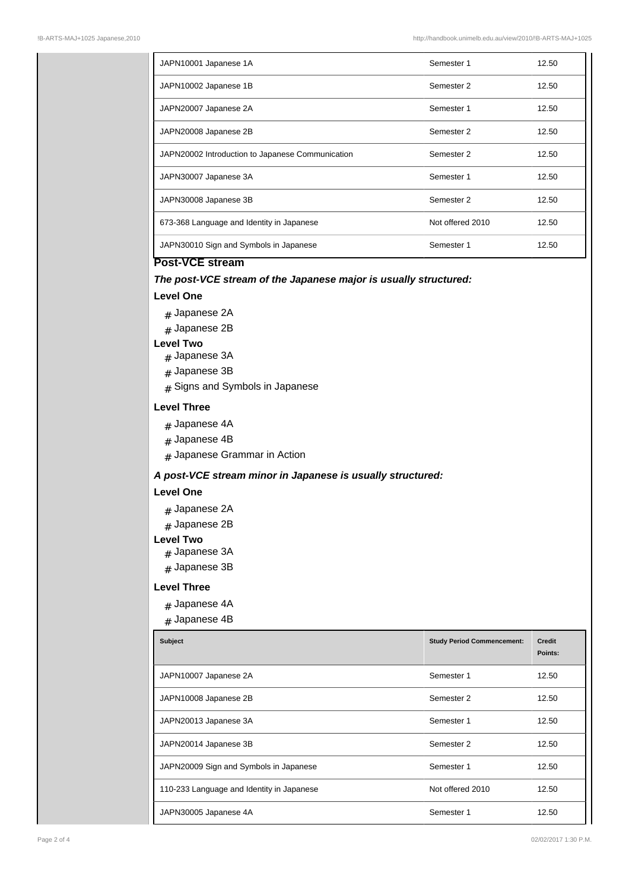| | | |
|---|---|---|
| JAPN10001 Japanese 1A | Semester 1 | 12.50 |
| JAPN10002 Japanese 1B | Semester 2 | 12.50 |
| JAPN20007 Japanese 2A | Semester 1 | 12.50 |
| JAPN20008 Japanese 2B | Semester 2 | 12.50 |
| JAPN20002 Introduction to Japanese Communication | Semester 2 | 12.50 |
| JAPN30007 Japanese 3A | Semester 1 | 12.50 |
| JAPN30008 Japanese 3B | Semester 2 | 12.50 |
| 673-368 Language and Identity in Japanese | Not offered 2010 | 12.50 |
| JAPN30010 Sign and Symbols in Japanese | Semester 1 | 12.50 |

**Post-VCE stream**

***The post-VCE stream of the Japanese major is usually structured:***

**Level One**

- Japanese 2A
- Japanese 2B

**Level Two**

- Japanese 3A
- Japanese 3B
- Signs and Symbols in Japanese

**Level Three**

- Japanese 4A
- Japanese 4B
- Japanese Grammar in Action

***A post-VCE stream minor in Japanese is usually structured:***

**Level One**

- Japanese 2A
- Japanese 2B

**Level Two**

- Japanese 3A
- Japanese 3B

**Level Three**

- Japanese 4A
- Japanese 4B

| Subject | Study Period Commencement: | Credit Points: |
|---|---|---|
| JAPN10007 Japanese 2A | Semester 1 | 12.50 |
| JAPN10008 Japanese 2B | Semester 2 | 12.50 |
| JAPN20013 Japanese 3A | Semester 1 | 12.50 |
| JAPN20014 Japanese 3B | Semester 2 | 12.50 |
| JAPN20009 Sign and Symbols in Japanese | Semester 1 | 12.50 |
| 110-233 Language and Identity in Japanese | Not offered 2010 | 12.50 |
| JAPN30005 Japanese 4A | Semester 1 | 12.50 |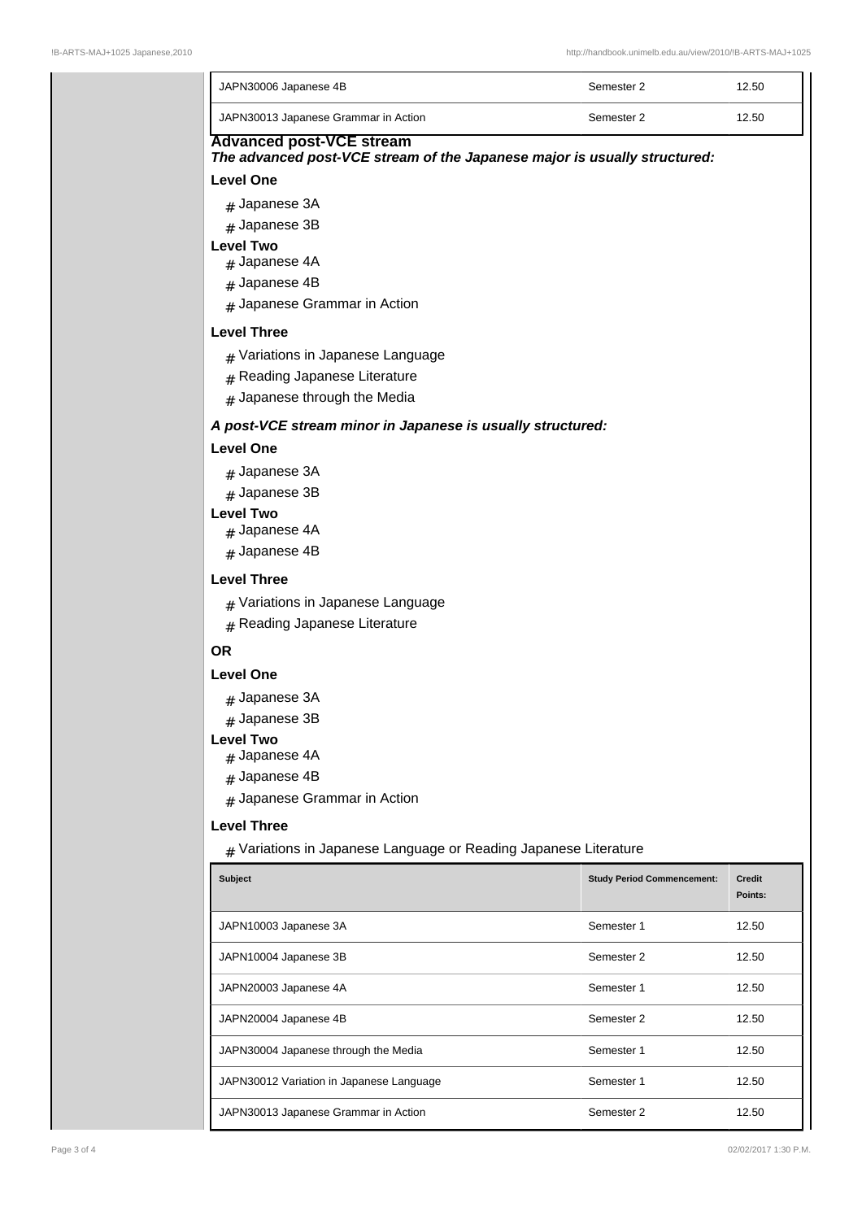| JAPN30006 Japanese 4B | Semester 2 | 12.50 |
|---|---|---|
| JAPN30013 Japanese Grammar in Action | Semester 2 | 12.50 |

**Advanced post-VCE stream**

***The advanced post-VCE stream of the Japanese major is usually structured:***

**Level One**

- Japanese 3A
- Japanese 3B

**Level Two**

- Japanese 4A
- Japanese 4B
- Japanese Grammar in Action

**Level Three**

- Variations in Japanese Language
- Reading Japanese Literature
- Japanese through the Media

***A post-VCE stream minor in Japanese is usually structured:***

**Level One**

- Japanese 3A
- Japanese 3B

**Level Two**

- Japanese 4A
- Japanese 4B

**Level Three**

- Variations in Japanese Language
- Reading Japanese Literature

**OR**

**Level One**

- Japanese 3A
- Japanese 3B

**Level Two**

- Japanese 4A
- Japanese 4B
- Japanese Grammar in Action

**Level Three**

- Variations in Japanese Language or Reading Japanese Literature

| Subject | Study Period Commencement: | Credit Points: |
|---|---|---|
| JAPN10003 Japanese 3A | Semester 1 | 12.50 |
| JAPN10004 Japanese 3B | Semester 2 | 12.50 |
| JAPN20003 Japanese 4A | Semester 1 | 12.50 |
| JAPN20004 Japanese 4B | Semester 2 | 12.50 |
| JAPN30004 Japanese through the Media | Semester 1 | 12.50 |
| JAPN30012 Variation in Japanese Language | Semester 1 | 12.50 |
| JAPN30013 Japanese Grammar in Action | Semester 2 | 12.50 |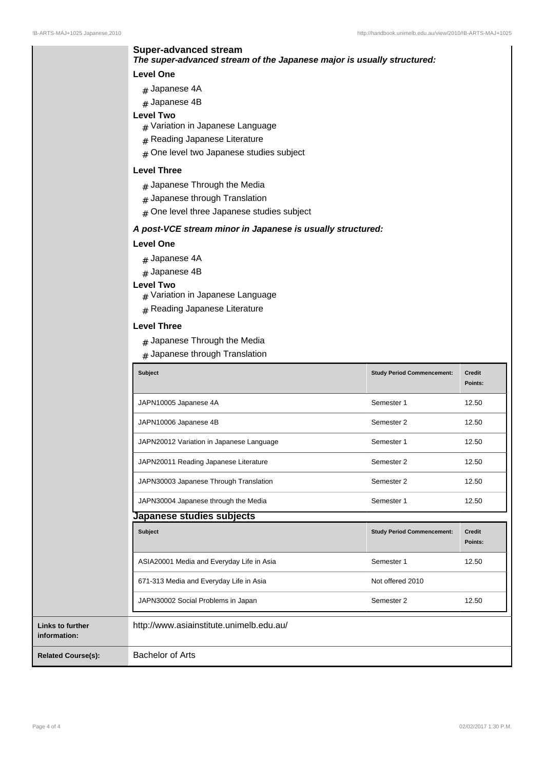## Super-advanced stream

***The super-advanced stream of the Japanese major is usually structured:***

**Level One**

- Japanese 4A
- Japanese 4B

**Level Two**

- Variation in Japanese Language
- Reading Japanese Literature
- One level two Japanese studies subject

**Level Three**

- Japanese Through the Media
- Japanese through Translation
- One level three Japanese studies subject

***A post-VCE stream minor in Japanese is usually structured:***

**Level One**

- Japanese 4A
- Japanese 4B

**Level Two**

- Variation in Japanese Language
- Reading Japanese Literature

**Level Three**

- Japanese Through the Media
- Japanese through Translation

| Subject | Study Period Commencement: | Credit Points: |
|---|---|---|
| JAPN10005 Japanese 4A | Semester 1 | 12.50 |
| JAPN10006 Japanese 4B | Semester 2 | 12.50 |
| JAPN20012 Variation in Japanese Language | Semester 1 | 12.50 |
| JAPN20011 Reading Japanese Literature | Semester 2 | 12.50 |
| JAPN30003 Japanese Through Translation | Semester 2 | 12.50 |
| JAPN30004 Japanese through the Media | Semester 1 | 12.50 |

## Japanese studies subjects

| Subject | Study Period Commencement: | Credit Points: |
|---|---|---|
| ASIA20001 Media and Everyday Life in Asia | Semester 1 | 12.50 |
| 671-313 Media and Everyday Life in Asia | Not offered 2010 | |
| JAPN30002 Social Problems in Japan | Semester 2 | 12.50 |

| | |
|---|---|
| **Links to further information:** | http://www.asiainstitute.unimelb.edu.au/ |
| **Related Course(s):** | Bachelor of Arts |